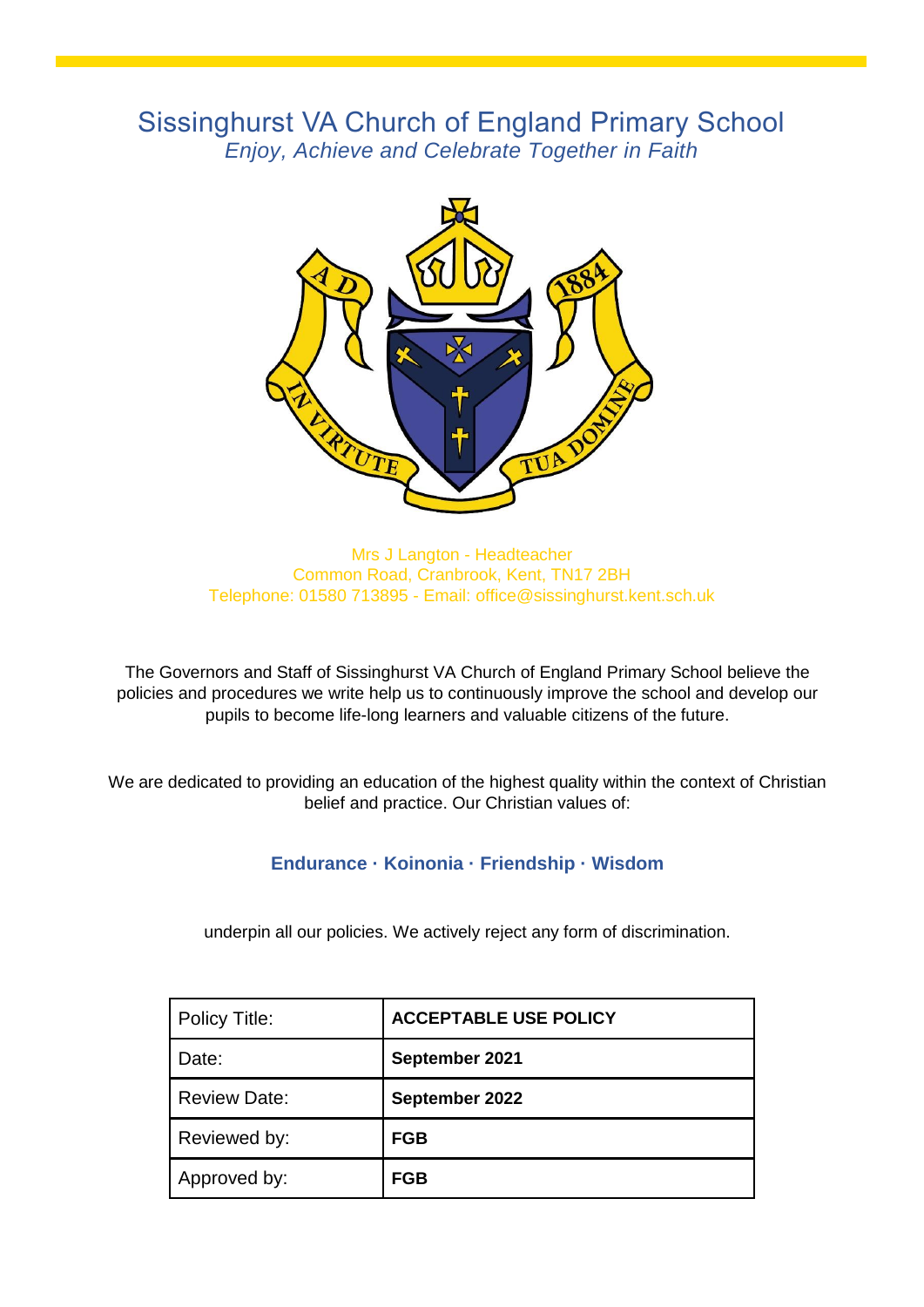# Sissinghurst VA Church of England Primary School

*Enjoy, Achieve and Celebrate Together in Faith*

Mrs J Langton - Headteacher
Common Road, Cranbrook, Kent, TN17 2BH
Telephone: 01580 713895 - Email: office@sissinghurst.kent.sch.uk

The Governors and Staff of Sissinghurst VA Church of England Primary School believe the policies and procedures we write help us to continuously improve the school and develop our pupils to become life-long learners and valuable citizens of the future.

We are dedicated to providing an education of the highest quality within the context of Christian belief and practice. Our Christian values of:

**Endurance · Koinonia · Friendship · Wisdom**

underpin all our policies. We actively reject any form of discrimination.

| Policy Title: | **ACCEPTABLE USE POLICY** |
|---|---|
| Date: | **September 2021** |
| Review Date: | **September 2022** |
| Reviewed by: | **FGB** |
| Approved by: | **FGB** |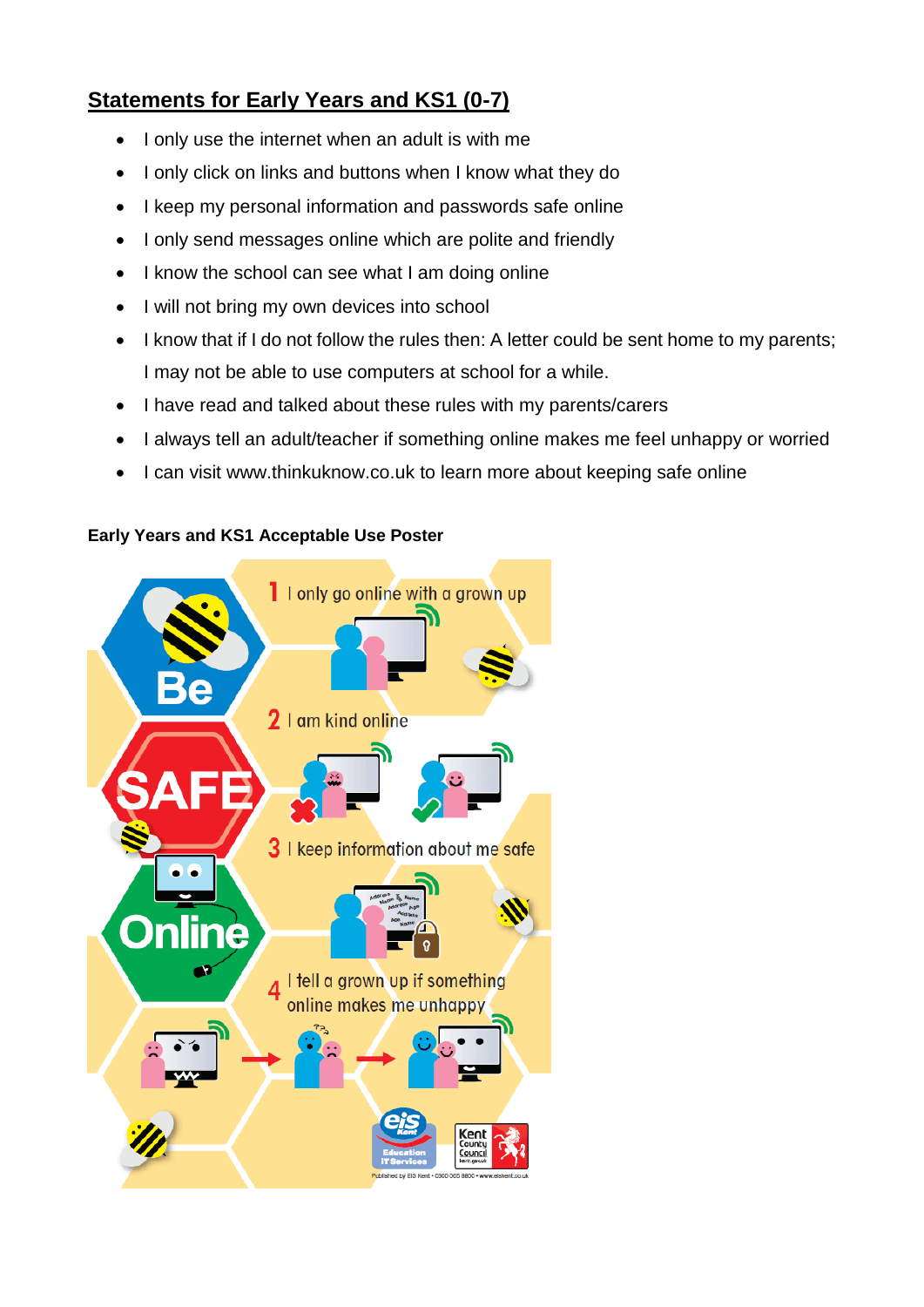## Statements for Early Years and KS1 (0-7)

- I only use the internet when an adult is with me
- I only click on links and buttons when I know what they do
- I keep my personal information and passwords safe online
- I only send messages online which are polite and friendly
- I know the school can see what I am doing online
- I will not bring my own devices into school
- I know that if I do not follow the rules then: A letter could be sent home to my parents; I may not be able to use computers at school for a while.
- I have read and talked about these rules with my parents/carers
- I always tell an adult/teacher if something online makes me feel unhappy or worried
- I can visit www.thinkuknow.co.uk to learn more about keeping safe online

**Early Years and KS1 Acceptable Use Poster**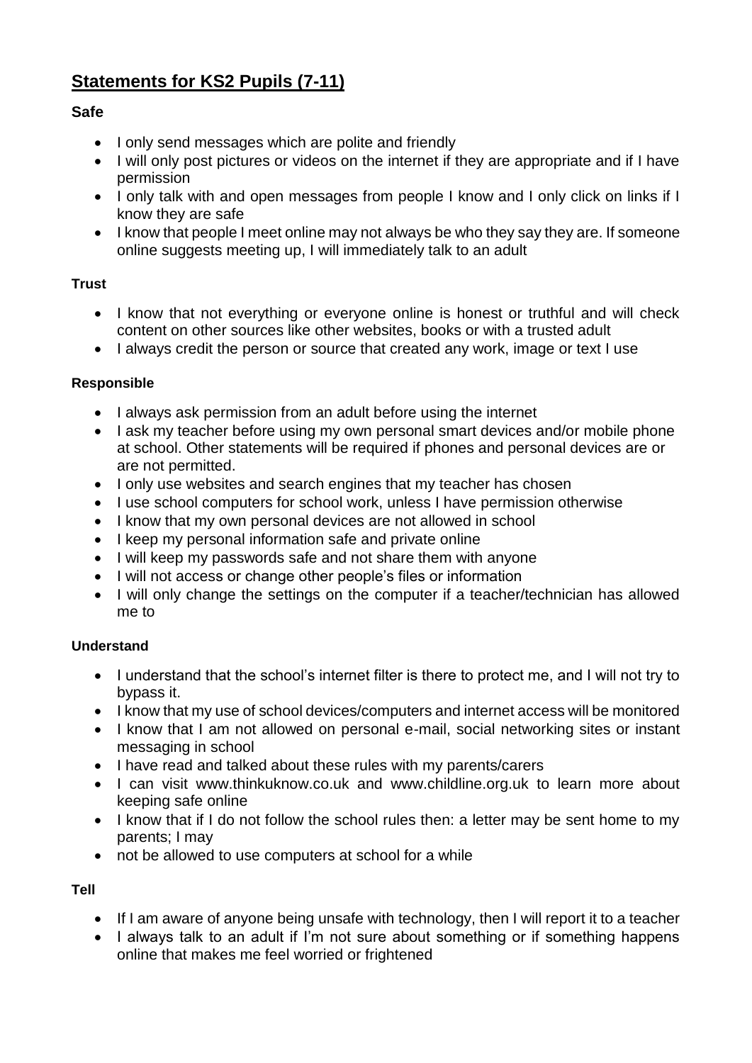# Statements for KS2 Pupils (7-11)

**Safe**

- I only send messages which are polite and friendly
- I will only post pictures or videos on the internet if they are appropriate and if I have permission
- I only talk with and open messages from people I know and I only click on links if I know they are safe
- I know that people I meet online may not always be who they say they are. If someone online suggests meeting up, I will immediately talk to an adult

**Trust**

- I know that not everything or everyone online is honest or truthful and will check content on other sources like other websites, books or with a trusted adult
- I always credit the person or source that created any work, image or text I use

**Responsible**

- I always ask permission from an adult before using the internet
- I ask my teacher before using my own personal smart devices and/or mobile phone at school. Other statements will be required if phones and personal devices are or are not permitted.
- I only use websites and search engines that my teacher has chosen
- I use school computers for school work, unless I have permission otherwise
- I know that my own personal devices are not allowed in school
- I keep my personal information safe and private online
- I will keep my passwords safe and not share them with anyone
- I will not access or change other people's files or information
- I will only change the settings on the computer if a teacher/technician has allowed me to

**Understand**

- I understand that the school's internet filter is there to protect me, and I will not try to bypass it.
- I know that my use of school devices/computers and internet access will be monitored
- I know that I am not allowed on personal e-mail, social networking sites or instant messaging in school
- I have read and talked about these rules with my parents/carers
- I can visit www.thinkuknow.co.uk and www.childline.org.uk to learn more about keeping safe online
- I know that if I do not follow the school rules then: a letter may be sent home to my parents; I may
- not be allowed to use computers at school for a while

**Tell**

- If I am aware of anyone being unsafe with technology, then I will report it to a teacher
- I always talk to an adult if I'm not sure about something or if something happens online that makes me feel worried or frightened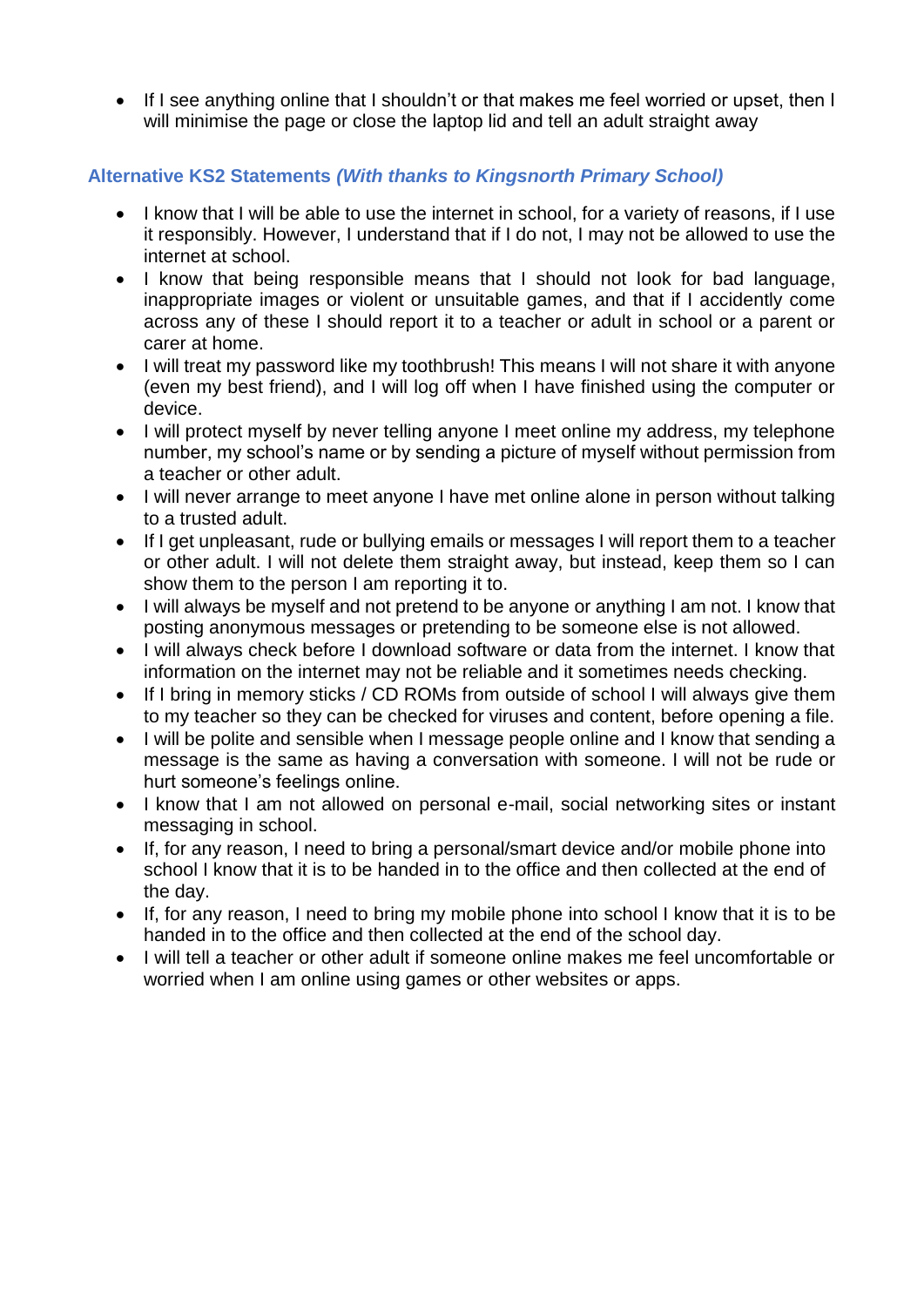- If I see anything online that I shouldn't or that makes me feel worried or upset, then I will minimise the page or close the laptop lid and tell an adult straight away

### Alternative KS2 Statements *(With thanks to Kingsnorth Primary School)*

- I know that I will be able to use the internet in school, for a variety of reasons, if I use it responsibly. However, I understand that if I do not, I may not be allowed to use the internet at school.
- I know that being responsible means that I should not look for bad language, inappropriate images or violent or unsuitable games, and that if I accidently come across any of these I should report it to a teacher or adult in school or a parent or carer at home.
- I will treat my password like my toothbrush! This means I will not share it with anyone (even my best friend), and I will log off when I have finished using the computer or device.
- I will protect myself by never telling anyone I meet online my address, my telephone number, my school's name or by sending a picture of myself without permission from a teacher or other adult.
- I will never arrange to meet anyone I have met online alone in person without talking to a trusted adult.
- If I get unpleasant, rude or bullying emails or messages I will report them to a teacher or other adult. I will not delete them straight away, but instead, keep them so I can show them to the person I am reporting it to.
- I will always be myself and not pretend to be anyone or anything I am not. I know that posting anonymous messages or pretending to be someone else is not allowed.
- I will always check before I download software or data from the internet. I know that information on the internet may not be reliable and it sometimes needs checking.
- If I bring in memory sticks / CD ROMs from outside of school I will always give them to my teacher so they can be checked for viruses and content, before opening a file.
- I will be polite and sensible when I message people online and I know that sending a message is the same as having a conversation with someone. I will not be rude or hurt someone's feelings online.
- I know that I am not allowed on personal e-mail, social networking sites or instant messaging in school.
- If, for any reason, I need to bring a personal/smart device and/or mobile phone into school I know that it is to be handed in to the office and then collected at the end of the day.
- If, for any reason, I need to bring my mobile phone into school I know that it is to be handed in to the office and then collected at the end of the school day.
- I will tell a teacher or other adult if someone online makes me feel uncomfortable or worried when I am online using games or other websites or apps.